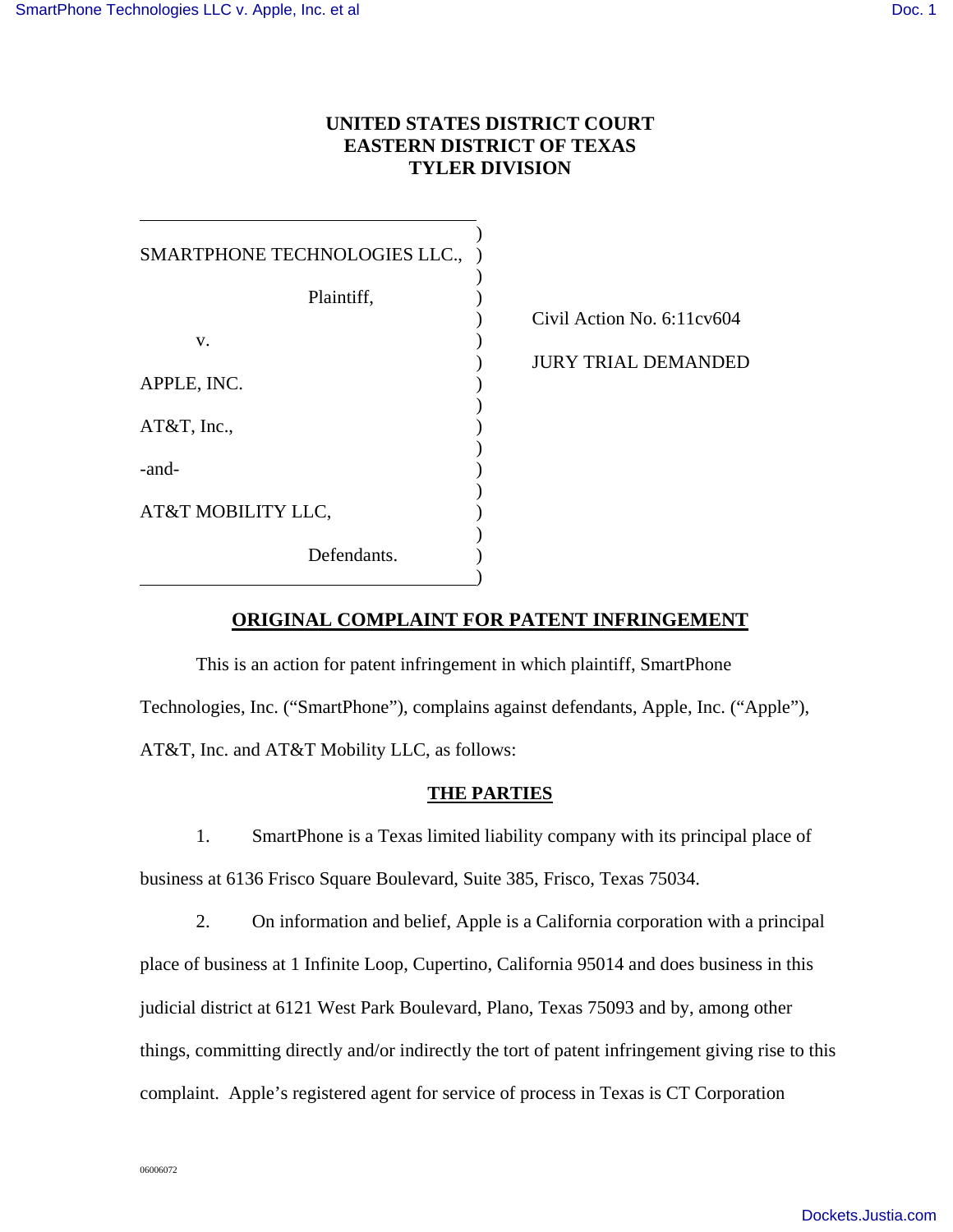**UNITED STATES DISTRICT COURT**
**EASTERN DISTRICT OF TEXAS**
**TYLER DIVISION**

| | |
|---|---|
| SMARTPHONE TECHNOLOGIES LLC.,<br><br>Plaintiff,<br><br>v.<br><br>APPLE, INC.<br><br>AT&T, Inc.,<br><br>-and-<br><br>AT&T MOBILITY LLC,<br><br>Defendants. | Civil Action No. 6:11cv604<br><br>JURY TRIAL DEMANDED |

## ORIGINAL COMPLAINT FOR PATENT INFRINGEMENT

This is an action for patent infringement in which plaintiff, SmartPhone Technologies, Inc. ("SmartPhone"), complains against defendants, Apple, Inc. ("Apple"), AT&T, Inc. and AT&T Mobility LLC, as follows:

## THE PARTIES

1. SmartPhone is a Texas limited liability company with its principal place of business at 6136 Frisco Square Boulevard, Suite 385, Frisco, Texas 75034.

2. On information and belief, Apple is a California corporation with a principal place of business at 1 Infinite Loop, Cupertino, California 95014 and does business in this judicial district at 6121 West Park Boulevard, Plano, Texas 75093 and by, among other things, committing directly and/or indirectly the tort of patent infringement giving rise to this complaint. Apple's registered agent for service of process in Texas is CT Corporation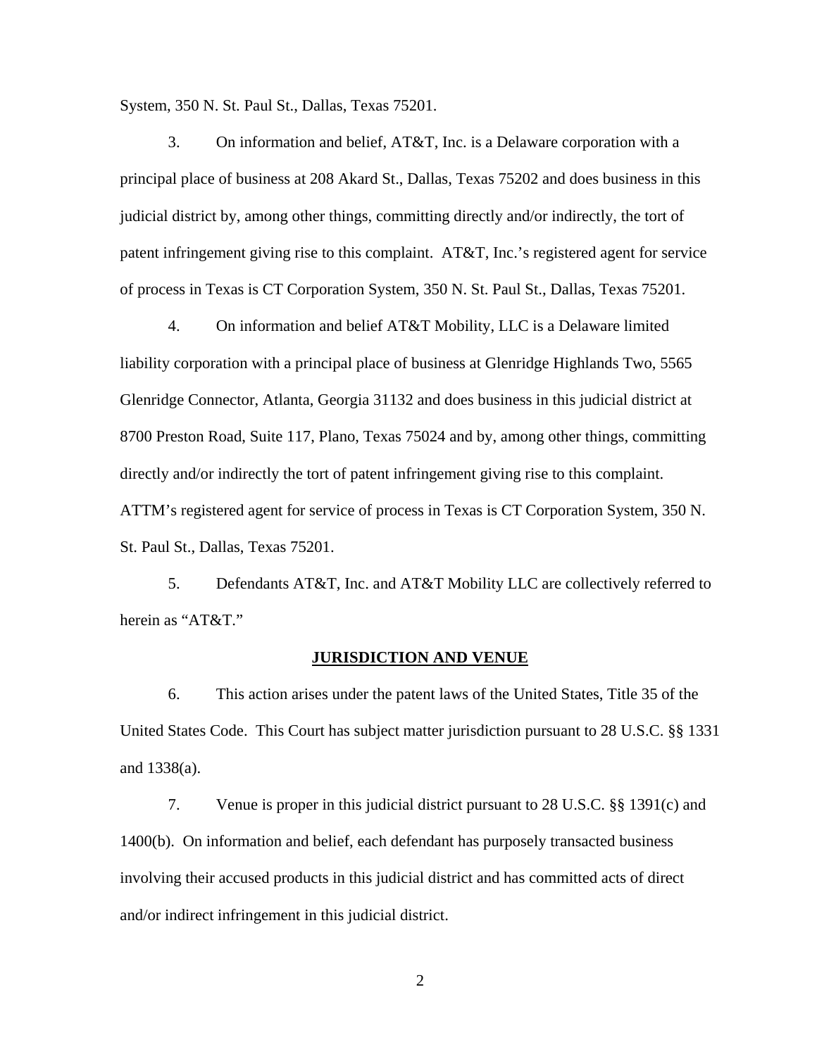System, 350 N. St. Paul St., Dallas, Texas 75201.

3. On information and belief, AT&T, Inc. is a Delaware corporation with a principal place of business at 208 Akard St., Dallas, Texas 75202 and does business in this judicial district by, among other things, committing directly and/or indirectly, the tort of patent infringement giving rise to this complaint. AT&T, Inc.'s registered agent for service of process in Texas is CT Corporation System, 350 N. St. Paul St., Dallas, Texas 75201.

4. On information and belief AT&T Mobility, LLC is a Delaware limited liability corporation with a principal place of business at Glenridge Highlands Two, 5565 Glenridge Connector, Atlanta, Georgia 31132 and does business in this judicial district at 8700 Preston Road, Suite 117, Plano, Texas 75024 and by, among other things, committing directly and/or indirectly the tort of patent infringement giving rise to this complaint. ATTM's registered agent for service of process in Texas is CT Corporation System, 350 N. St. Paul St., Dallas, Texas 75201.

5. Defendants AT&T, Inc. and AT&T Mobility LLC are collectively referred to herein as "AT&T."

## JURISDICTION AND VENUE

6. This action arises under the patent laws of the United States, Title 35 of the United States Code. This Court has subject matter jurisdiction pursuant to 28 U.S.C. §§ 1331 and 1338(a).

7. Venue is proper in this judicial district pursuant to 28 U.S.C. §§ 1391(c) and 1400(b). On information and belief, each defendant has purposely transacted business involving their accused products in this judicial district and has committed acts of direct and/or indirect infringement in this judicial district.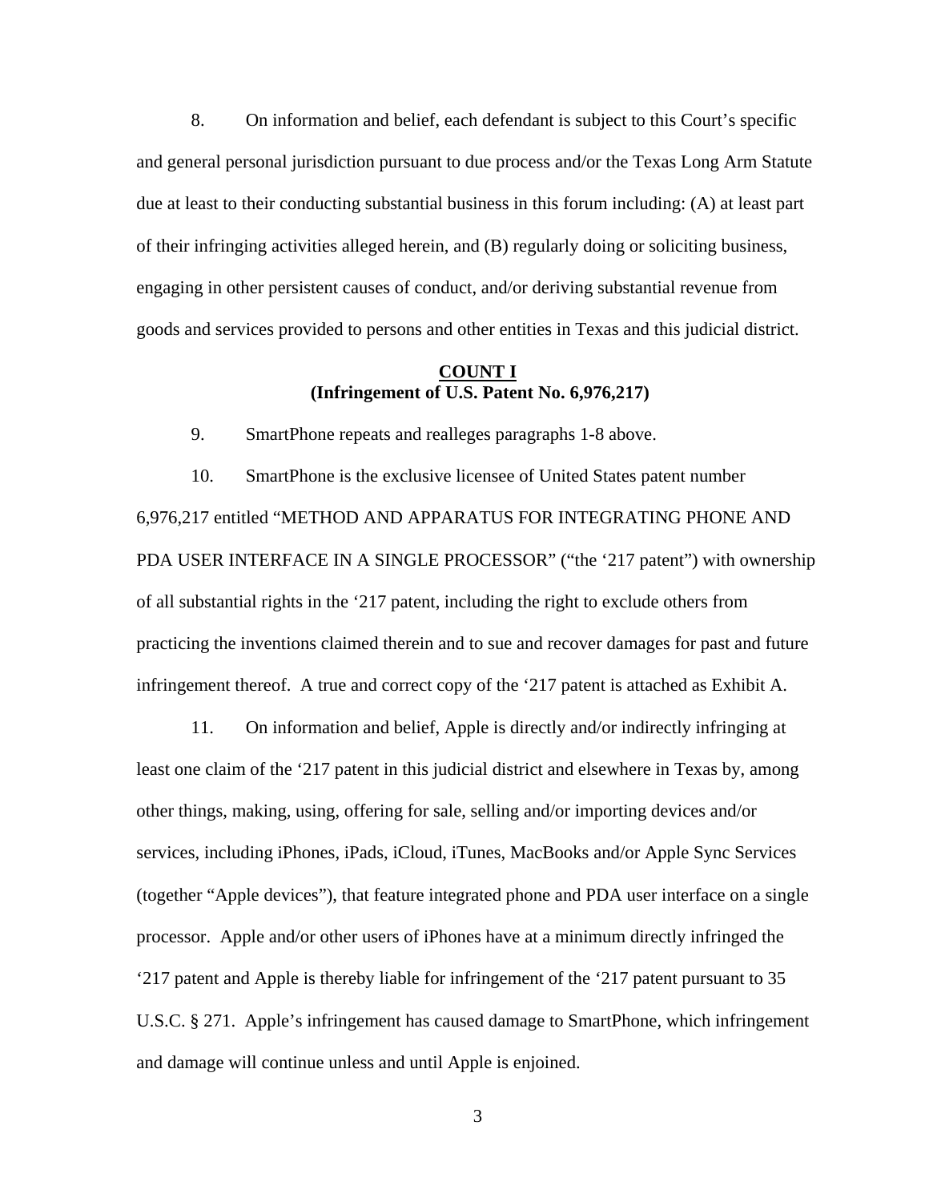8. On information and belief, each defendant is subject to this Court's specific and general personal jurisdiction pursuant to due process and/or the Texas Long Arm Statute due at least to their conducting substantial business in this forum including: (A) at least part of their infringing activities alleged herein, and (B) regularly doing or soliciting business, engaging in other persistent causes of conduct, and/or deriving substantial revenue from goods and services provided to persons and other entities in Texas and this judicial district.

## COUNT I
**(Infringement of U.S. Patent No. 6,976,217)**

9. SmartPhone repeats and realleges paragraphs 1-8 above.

10. SmartPhone is the exclusive licensee of United States patent number 6,976,217 entitled "METHOD AND APPARATUS FOR INTEGRATING PHONE AND PDA USER INTERFACE IN A SINGLE PROCESSOR" ("the '217 patent") with ownership of all substantial rights in the '217 patent, including the right to exclude others from practicing the inventions claimed therein and to sue and recover damages for past and future infringement thereof. A true and correct copy of the '217 patent is attached as Exhibit A.

11. On information and belief, Apple is directly and/or indirectly infringing at least one claim of the '217 patent in this judicial district and elsewhere in Texas by, among other things, making, using, offering for sale, selling and/or importing devices and/or services, including iPhones, iPads, iCloud, iTunes, MacBooks and/or Apple Sync Services (together "Apple devices"), that feature integrated phone and PDA user interface on a single processor. Apple and/or other users of iPhones have at a minimum directly infringed the '217 patent and Apple is thereby liable for infringement of the '217 patent pursuant to 35 U.S.C. § 271. Apple's infringement has caused damage to SmartPhone, which infringement and damage will continue unless and until Apple is enjoined.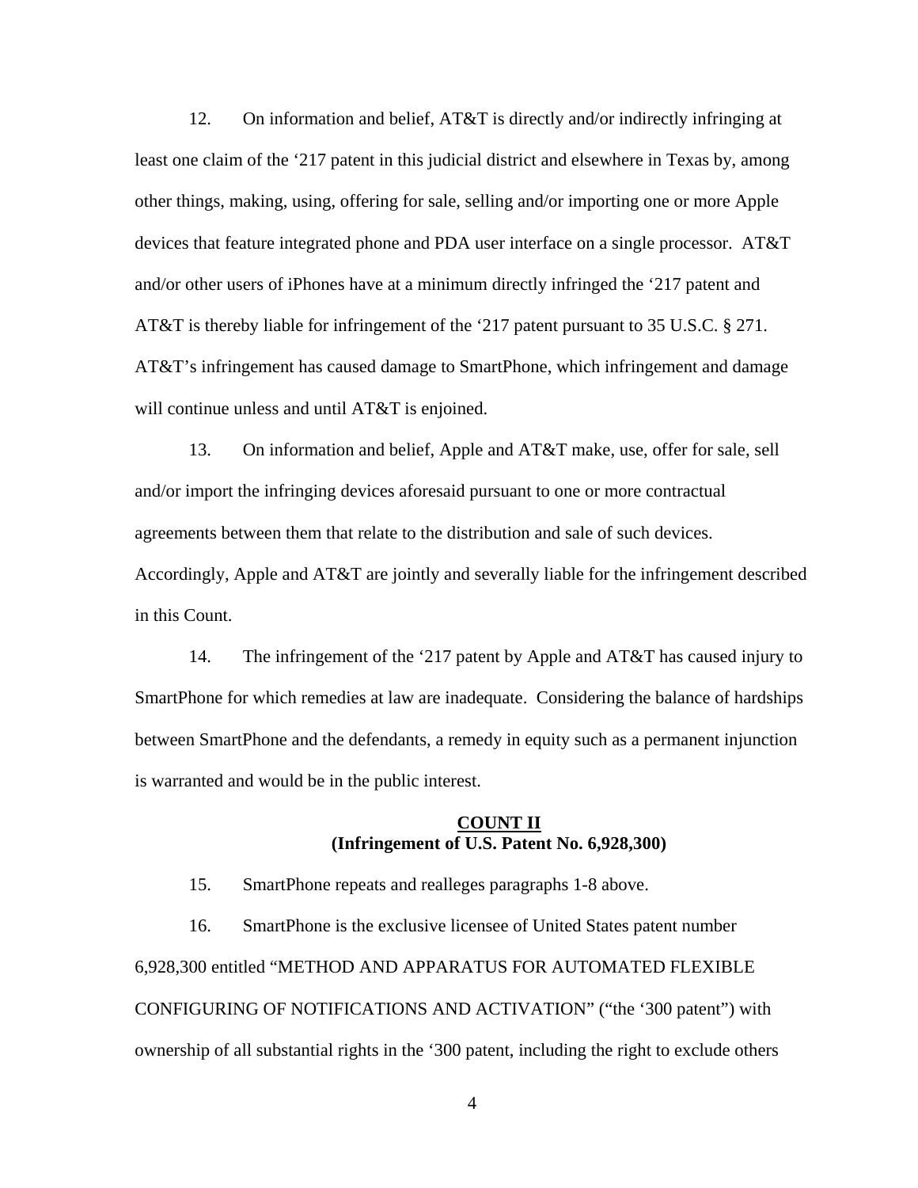12. On information and belief, AT&T is directly and/or indirectly infringing at least one claim of the '217 patent in this judicial district and elsewhere in Texas by, among other things, making, using, offering for sale, selling and/or importing one or more Apple devices that feature integrated phone and PDA user interface on a single processor. AT&T and/or other users of iPhones have at a minimum directly infringed the '217 patent and AT&T is thereby liable for infringement of the '217 patent pursuant to 35 U.S.C. § 271. AT&T's infringement has caused damage to SmartPhone, which infringement and damage will continue unless and until AT&T is enjoined.

13. On information and belief, Apple and AT&T make, use, offer for sale, sell and/or import the infringing devices aforesaid pursuant to one or more contractual agreements between them that relate to the distribution and sale of such devices. Accordingly, Apple and AT&T are jointly and severally liable for the infringement described in this Count.

14. The infringement of the '217 patent by Apple and AT&T has caused injury to SmartPhone for which remedies at law are inadequate. Considering the balance of hardships between SmartPhone and the defendants, a remedy in equity such as a permanent injunction is warranted and would be in the public interest.

**COUNT II**
**(Infringement of U.S. Patent No. 6,928,300)**

15. SmartPhone repeats and realleges paragraphs 1-8 above.

16. SmartPhone is the exclusive licensee of United States patent number 6,928,300 entitled "METHOD AND APPARATUS FOR AUTOMATED FLEXIBLE CONFIGURING OF NOTIFICATIONS AND ACTIVATION" ("the '300 patent") with ownership of all substantial rights in the '300 patent, including the right to exclude others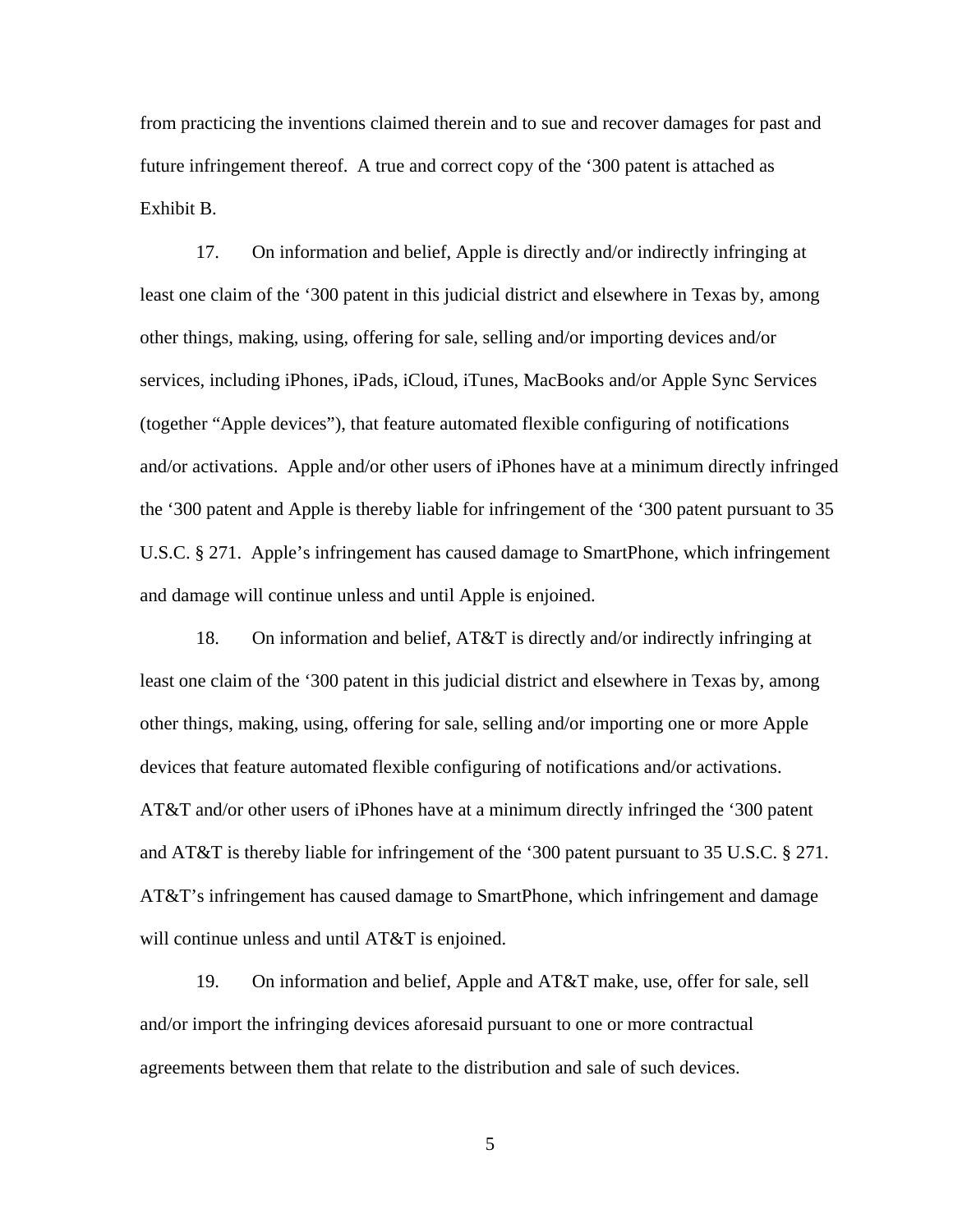from practicing the inventions claimed therein and to sue and recover damages for past and future infringement thereof. A true and correct copy of the '300 patent is attached as Exhibit B.

17. On information and belief, Apple is directly and/or indirectly infringing at least one claim of the '300 patent in this judicial district and elsewhere in Texas by, among other things, making, using, offering for sale, selling and/or importing devices and/or services, including iPhones, iPads, iCloud, iTunes, MacBooks and/or Apple Sync Services (together "Apple devices"), that feature automated flexible configuring of notifications and/or activations. Apple and/or other users of iPhones have at a minimum directly infringed the '300 patent and Apple is thereby liable for infringement of the '300 patent pursuant to 35 U.S.C. § 271. Apple's infringement has caused damage to SmartPhone, which infringement and damage will continue unless and until Apple is enjoined.

18. On information and belief, AT&T is directly and/or indirectly infringing at least one claim of the '300 patent in this judicial district and elsewhere in Texas by, among other things, making, using, offering for sale, selling and/or importing one or more Apple devices that feature automated flexible configuring of notifications and/or activations. AT&T and/or other users of iPhones have at a minimum directly infringed the '300 patent and AT&T is thereby liable for infringement of the '300 patent pursuant to 35 U.S.C. § 271. AT&T's infringement has caused damage to SmartPhone, which infringement and damage will continue unless and until AT&T is enjoined.

19. On information and belief, Apple and AT&T make, use, offer for sale, sell and/or import the infringing devices aforesaid pursuant to one or more contractual agreements between them that relate to the distribution and sale of such devices.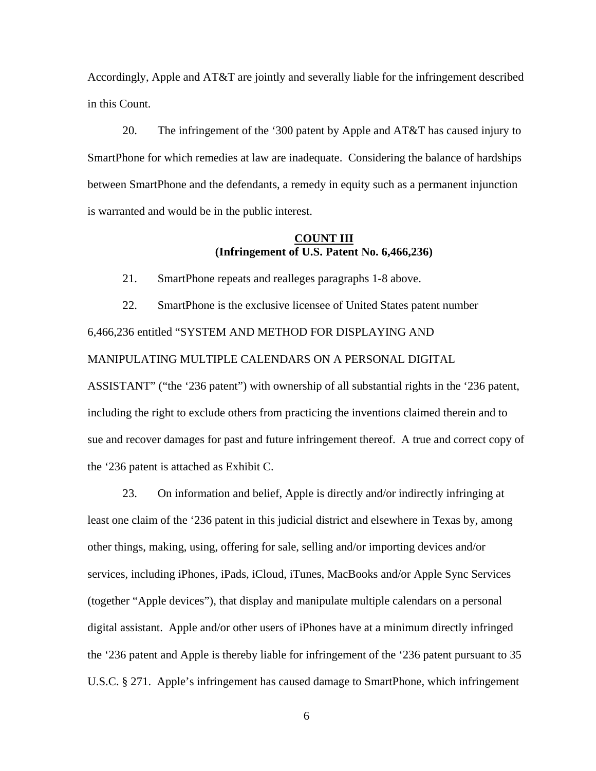Accordingly, Apple and AT&T are jointly and severally liable for the infringement described in this Count.

20. The infringement of the '300 patent by Apple and AT&T has caused injury to SmartPhone for which remedies at law are inadequate. Considering the balance of hardships between SmartPhone and the defendants, a remedy in equity such as a permanent injunction is warranted and would be in the public interest.

## COUNT III
## (Infringement of U.S. Patent No. 6,466,236)

21. SmartPhone repeats and realleges paragraphs 1-8 above.

22. SmartPhone is the exclusive licensee of United States patent number 6,466,236 entitled "SYSTEM AND METHOD FOR DISPLAYING AND MANIPULATING MULTIPLE CALENDARS ON A PERSONAL DIGITAL ASSISTANT" ("the '236 patent") with ownership of all substantial rights in the '236 patent, including the right to exclude others from practicing the inventions claimed therein and to sue and recover damages for past and future infringement thereof. A true and correct copy of the '236 patent is attached as Exhibit C.

23. On information and belief, Apple is directly and/or indirectly infringing at least one claim of the '236 patent in this judicial district and elsewhere in Texas by, among other things, making, using, offering for sale, selling and/or importing devices and/or services, including iPhones, iPads, iCloud, iTunes, MacBooks and/or Apple Sync Services (together "Apple devices"), that display and manipulate multiple calendars on a personal digital assistant. Apple and/or other users of iPhones have at a minimum directly infringed the '236 patent and Apple is thereby liable for infringement of the '236 patent pursuant to 35 U.S.C. § 271. Apple's infringement has caused damage to SmartPhone, which infringement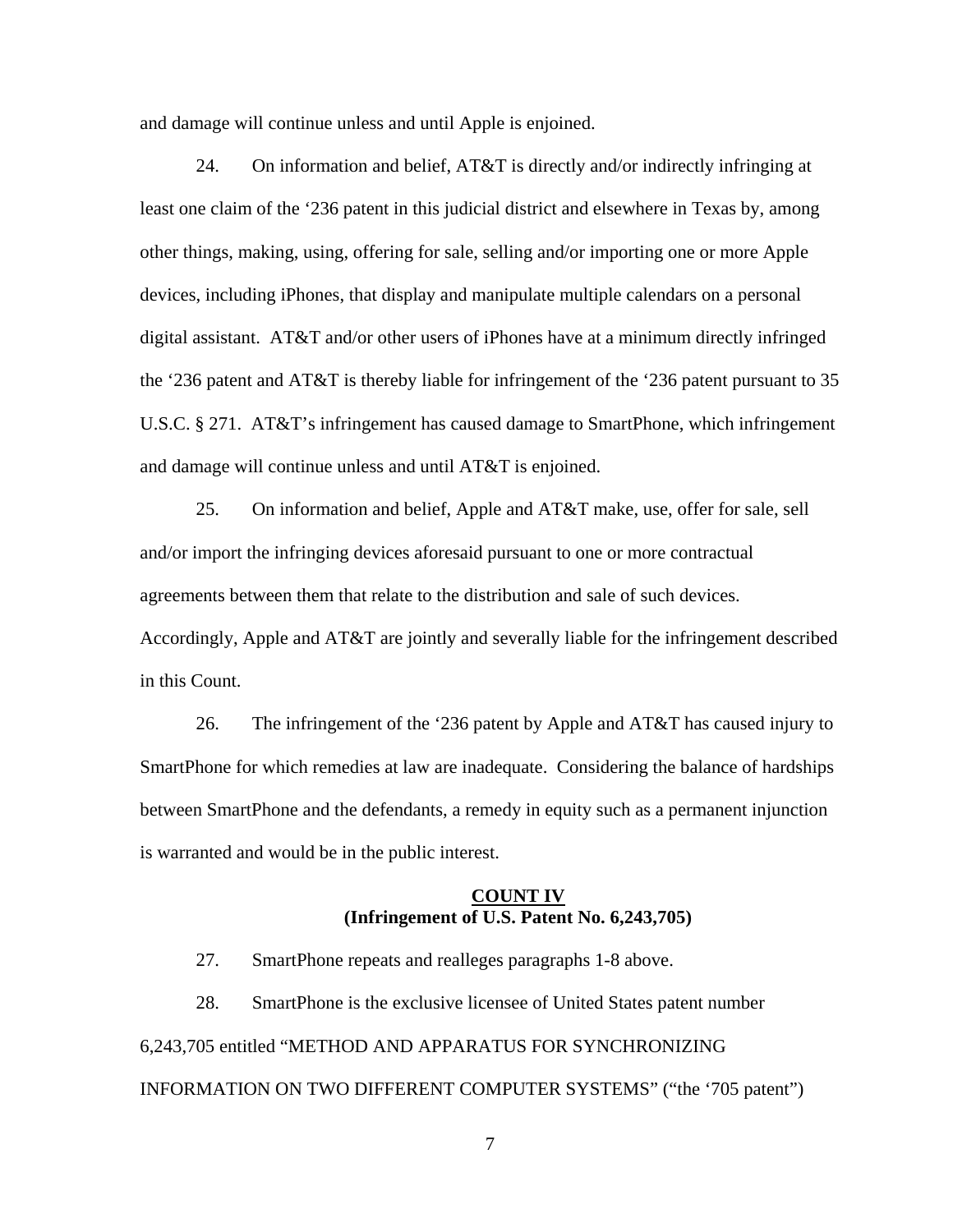and damage will continue unless and until Apple is enjoined.

24. On information and belief, AT&T is directly and/or indirectly infringing at least one claim of the '236 patent in this judicial district and elsewhere in Texas by, among other things, making, using, offering for sale, selling and/or importing one or more Apple devices, including iPhones, that display and manipulate multiple calendars on a personal digital assistant. AT&T and/or other users of iPhones have at a minimum directly infringed the '236 patent and AT&T is thereby liable for infringement of the '236 patent pursuant to 35 U.S.C. § 271. AT&T's infringement has caused damage to SmartPhone, which infringement and damage will continue unless and until AT&T is enjoined.

25. On information and belief, Apple and AT&T make, use, offer for sale, sell and/or import the infringing devices aforesaid pursuant to one or more contractual agreements between them that relate to the distribution and sale of such devices. Accordingly, Apple and AT&T are jointly and severally liable for the infringement described in this Count.

26. The infringement of the '236 patent by Apple and AT&T has caused injury to SmartPhone for which remedies at law are inadequate. Considering the balance of hardships between SmartPhone and the defendants, a remedy in equity such as a permanent injunction is warranted and would be in the public interest.

**COUNT IV**
**(Infringement of U.S. Patent No. 6,243,705)**

27. SmartPhone repeats and realleges paragraphs 1-8 above.

28. SmartPhone is the exclusive licensee of United States patent number 6,243,705 entitled "METHOD AND APPARATUS FOR SYNCHRONIZING INFORMATION ON TWO DIFFERENT COMPUTER SYSTEMS" ("the '705 patent")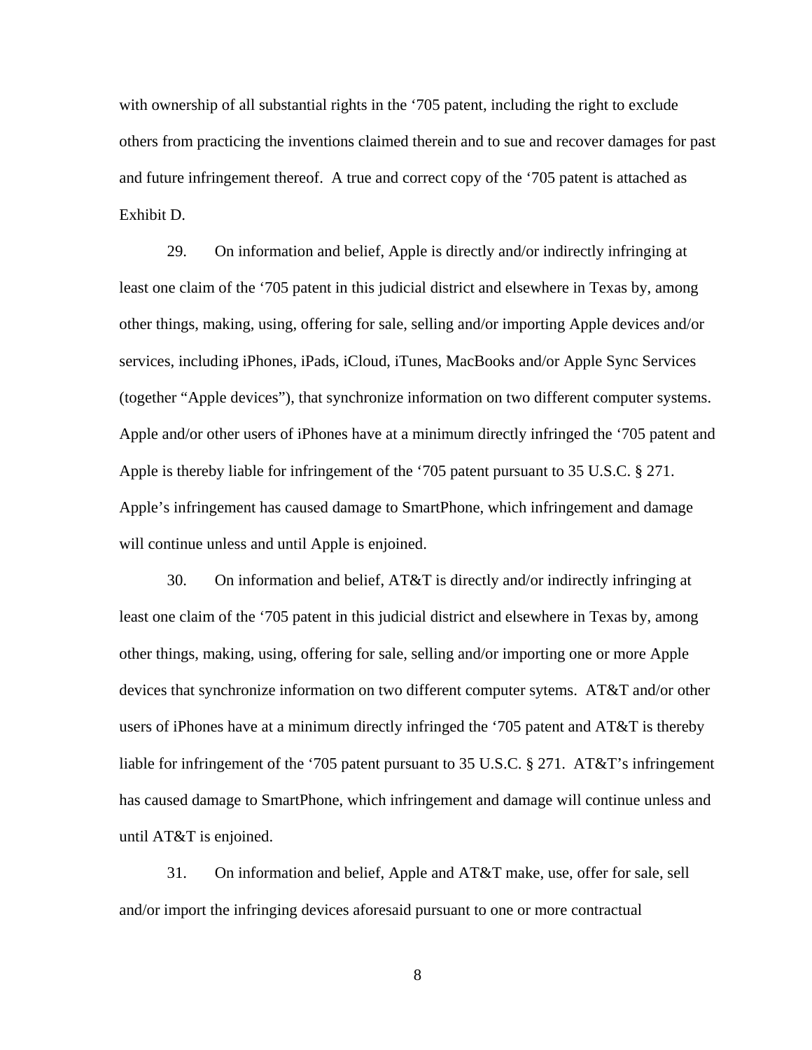with ownership of all substantial rights in the '705 patent, including the right to exclude others from practicing the inventions claimed therein and to sue and recover damages for past and future infringement thereof. A true and correct copy of the '705 patent is attached as Exhibit D.

29. On information and belief, Apple is directly and/or indirectly infringing at least one claim of the '705 patent in this judicial district and elsewhere in Texas by, among other things, making, using, offering for sale, selling and/or importing Apple devices and/or services, including iPhones, iPads, iCloud, iTunes, MacBooks and/or Apple Sync Services (together "Apple devices"), that synchronize information on two different computer systems. Apple and/or other users of iPhones have at a minimum directly infringed the '705 patent and Apple is thereby liable for infringement of the '705 patent pursuant to 35 U.S.C. § 271. Apple's infringement has caused damage to SmartPhone, which infringement and damage will continue unless and until Apple is enjoined.

30. On information and belief, AT&T is directly and/or indirectly infringing at least one claim of the '705 patent in this judicial district and elsewhere in Texas by, among other things, making, using, offering for sale, selling and/or importing one or more Apple devices that synchronize information on two different computer sytems. AT&T and/or other users of iPhones have at a minimum directly infringed the '705 patent and AT&T is thereby liable for infringement of the '705 patent pursuant to 35 U.S.C. § 271. AT&T's infringement has caused damage to SmartPhone, which infringement and damage will continue unless and until AT&T is enjoined.

31. On information and belief, Apple and AT&T make, use, offer for sale, sell and/or import the infringing devices aforesaid pursuant to one or more contractual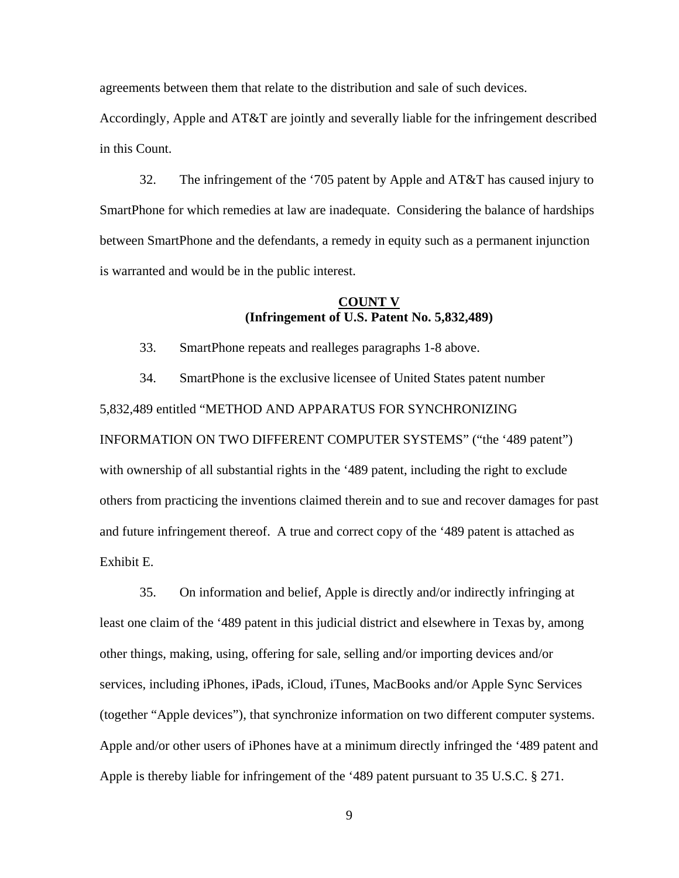agreements between them that relate to the distribution and sale of such devices. Accordingly, Apple and AT&T are jointly and severally liable for the infringement described in this Count.

32. The infringement of the '705 patent by Apple and AT&T has caused injury to SmartPhone for which remedies at law are inadequate. Considering the balance of hardships between SmartPhone and the defendants, a remedy in equity such as a permanent injunction is warranted and would be in the public interest.

**COUNT V**
**(Infringement of U.S. Patent No. 5,832,489)**

33. SmartPhone repeats and realleges paragraphs 1-8 above.

34. SmartPhone is the exclusive licensee of United States patent number 5,832,489 entitled "METHOD AND APPARATUS FOR SYNCHRONIZING INFORMATION ON TWO DIFFERENT COMPUTER SYSTEMS" ("the '489 patent") with ownership of all substantial rights in the '489 patent, including the right to exclude others from practicing the inventions claimed therein and to sue and recover damages for past and future infringement thereof. A true and correct copy of the '489 patent is attached as Exhibit E.

35. On information and belief, Apple is directly and/or indirectly infringing at least one claim of the '489 patent in this judicial district and elsewhere in Texas by, among other things, making, using, offering for sale, selling and/or importing devices and/or services, including iPhones, iPads, iCloud, iTunes, MacBooks and/or Apple Sync Services (together "Apple devices"), that synchronize information on two different computer systems. Apple and/or other users of iPhones have at a minimum directly infringed the '489 patent and Apple is thereby liable for infringement of the '489 patent pursuant to 35 U.S.C. § 271.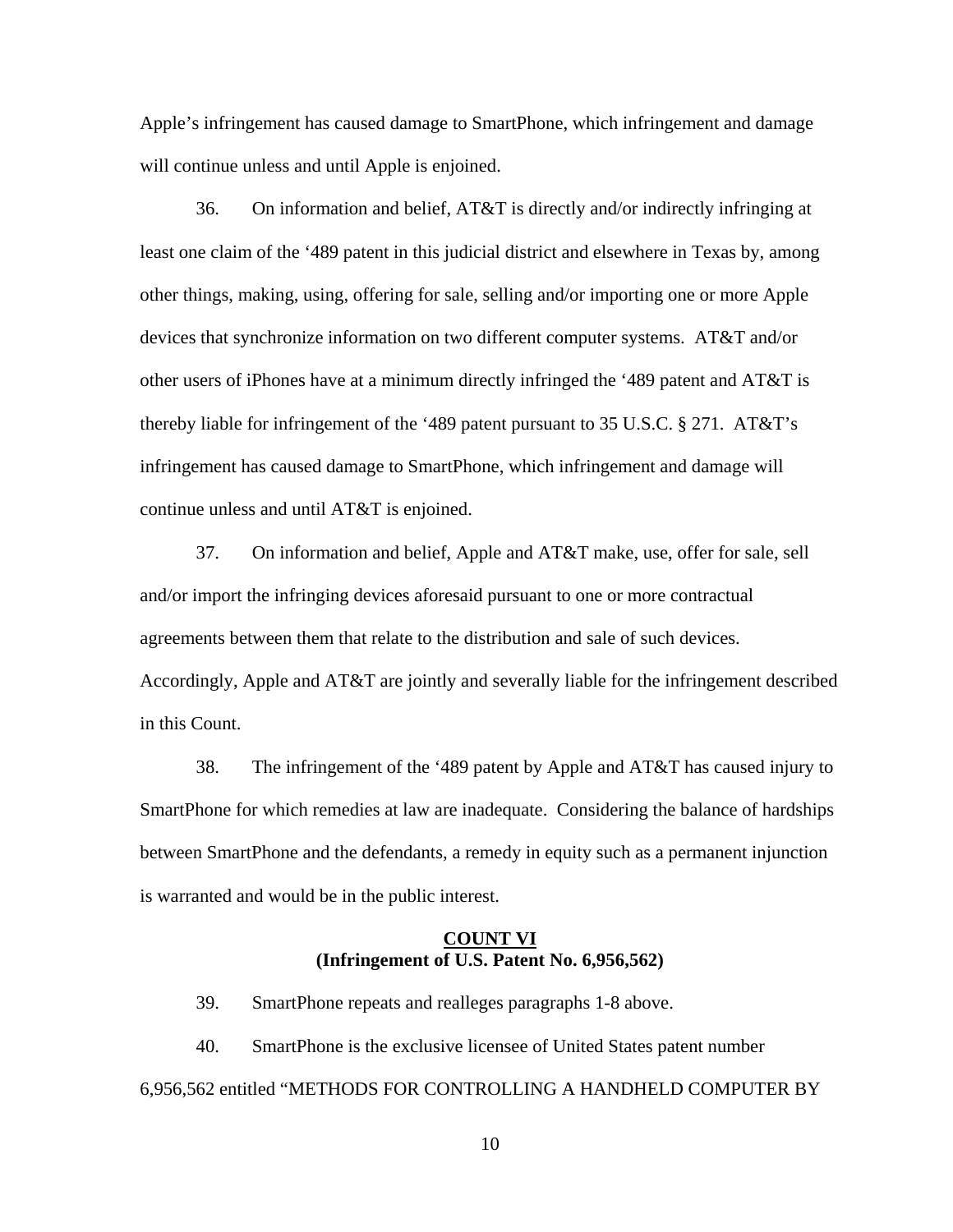Apple's infringement has caused damage to SmartPhone, which infringement and damage will continue unless and until Apple is enjoined.

36. On information and belief, AT&T is directly and/or indirectly infringing at least one claim of the '489 patent in this judicial district and elsewhere in Texas by, among other things, making, using, offering for sale, selling and/or importing one or more Apple devices that synchronize information on two different computer systems. AT&T and/or other users of iPhones have at a minimum directly infringed the '489 patent and AT&T is thereby liable for infringement of the '489 patent pursuant to 35 U.S.C. § 271. AT&T's infringement has caused damage to SmartPhone, which infringement and damage will continue unless and until AT&T is enjoined.

37. On information and belief, Apple and AT&T make, use, offer for sale, sell and/or import the infringing devices aforesaid pursuant to one or more contractual agreements between them that relate to the distribution and sale of such devices. Accordingly, Apple and AT&T are jointly and severally liable for the infringement described in this Count.

38. The infringement of the '489 patent by Apple and AT&T has caused injury to SmartPhone for which remedies at law are inadequate. Considering the balance of hardships between SmartPhone and the defendants, a remedy in equity such as a permanent injunction is warranted and would be in the public interest.

## COUNT VI
**(Infringement of U.S. Patent No. 6,956,562)**

39. SmartPhone repeats and realleges paragraphs 1-8 above.

40. SmartPhone is the exclusive licensee of United States patent number 6,956,562 entitled "METHODS FOR CONTROLLING A HANDHELD COMPUTER BY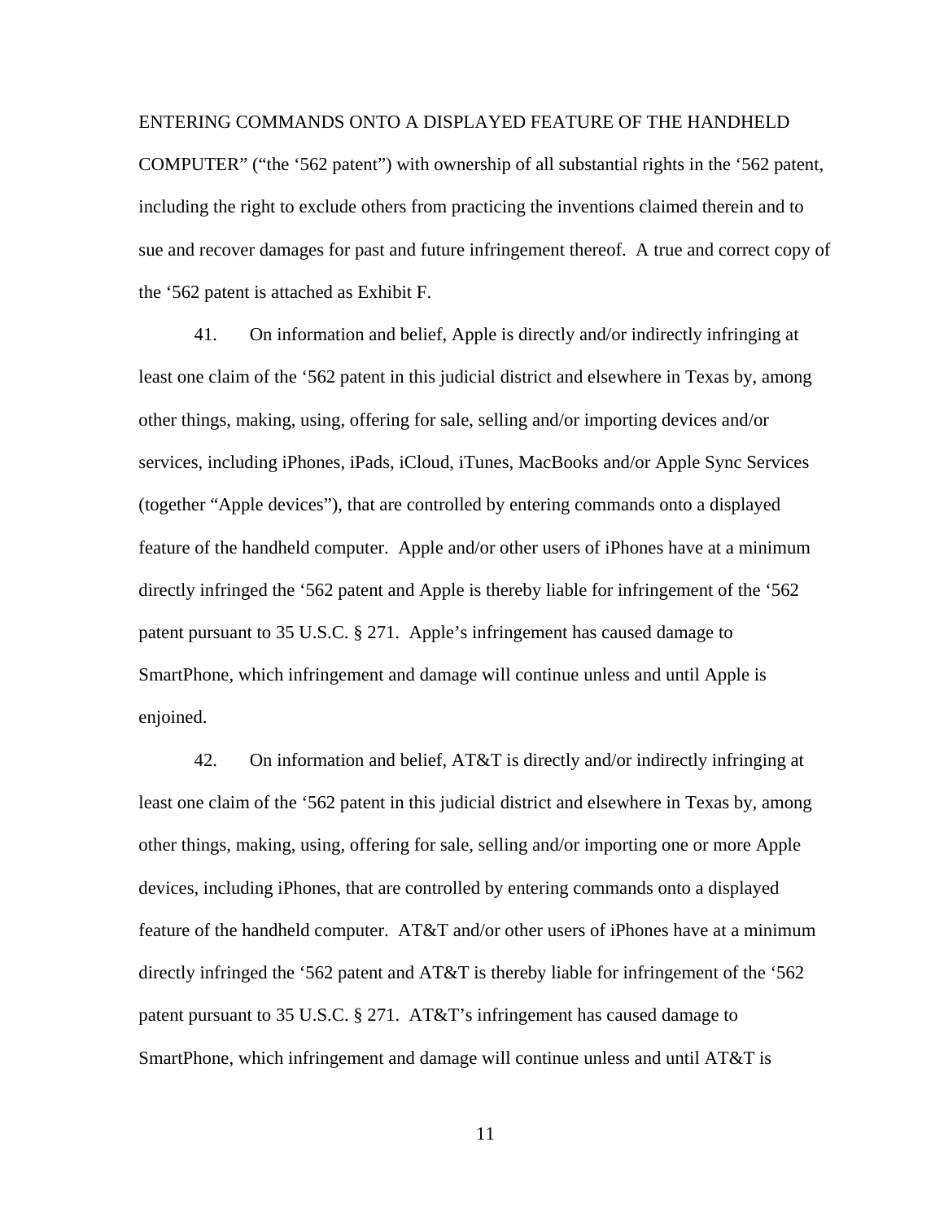ENTERING COMMANDS ONTO A DISPLAYED FEATURE OF THE HANDHELD COMPUTER" ("the '562 patent") with ownership of all substantial rights in the '562 patent, including the right to exclude others from practicing the inventions claimed therein and to sue and recover damages for past and future infringement thereof. A true and correct copy of the '562 patent is attached as Exhibit F.

41. On information and belief, Apple is directly and/or indirectly infringing at least one claim of the '562 patent in this judicial district and elsewhere in Texas by, among other things, making, using, offering for sale, selling and/or importing devices and/or services, including iPhones, iPads, iCloud, iTunes, MacBooks and/or Apple Sync Services (together "Apple devices"), that are controlled by entering commands onto a displayed feature of the handheld computer. Apple and/or other users of iPhones have at a minimum directly infringed the '562 patent and Apple is thereby liable for infringement of the '562 patent pursuant to 35 U.S.C. § 271. Apple's infringement has caused damage to SmartPhone, which infringement and damage will continue unless and until Apple is enjoined.

42. On information and belief, AT&T is directly and/or indirectly infringing at least one claim of the '562 patent in this judicial district and elsewhere in Texas by, among other things, making, using, offering for sale, selling and/or importing one or more Apple devices, including iPhones, that are controlled by entering commands onto a displayed feature of the handheld computer. AT&T and/or other users of iPhones have at a minimum directly infringed the '562 patent and AT&T is thereby liable for infringement of the '562 patent pursuant to 35 U.S.C. § 271. AT&T's infringement has caused damage to SmartPhone, which infringement and damage will continue unless and until AT&T is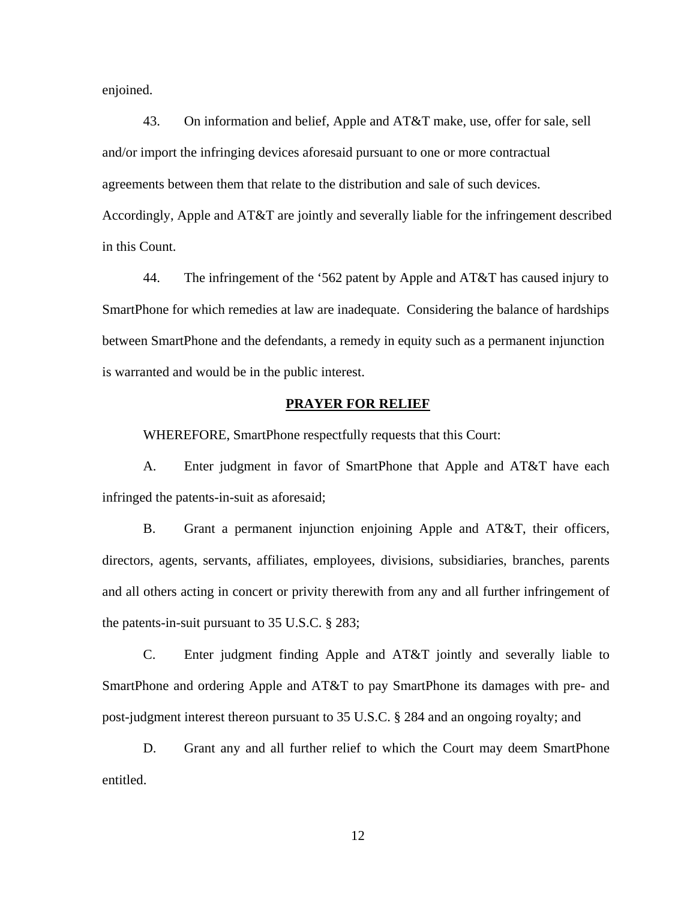enjoined.

43. On information and belief, Apple and AT&T make, use, offer for sale, sell and/or import the infringing devices aforesaid pursuant to one or more contractual agreements between them that relate to the distribution and sale of such devices. Accordingly, Apple and AT&T are jointly and severally liable for the infringement described in this Count.

44. The infringement of the ‘562 patent by Apple and AT&T has caused injury to SmartPhone for which remedies at law are inadequate. Considering the balance of hardships between SmartPhone and the defendants, a remedy in equity such as a permanent injunction is warranted and would be in the public interest.

**PRAYER FOR RELIEF**

WHEREFORE, SmartPhone respectfully requests that this Court:

A. Enter judgment in favor of SmartPhone that Apple and AT&T have each infringed the patents-in-suit as aforesaid;

B. Grant a permanent injunction enjoining Apple and AT&T, their officers, directors, agents, servants, affiliates, employees, divisions, subsidiaries, branches, parents and all others acting in concert or privity therewith from any and all further infringement of the patents-in-suit pursuant to 35 U.S.C. § 283;

C. Enter judgment finding Apple and AT&T jointly and severally liable to SmartPhone and ordering Apple and AT&T to pay SmartPhone its damages with pre- and post-judgment interest thereon pursuant to 35 U.S.C. § 284 and an ongoing royalty; and

D. Grant any and all further relief to which the Court may deem SmartPhone entitled.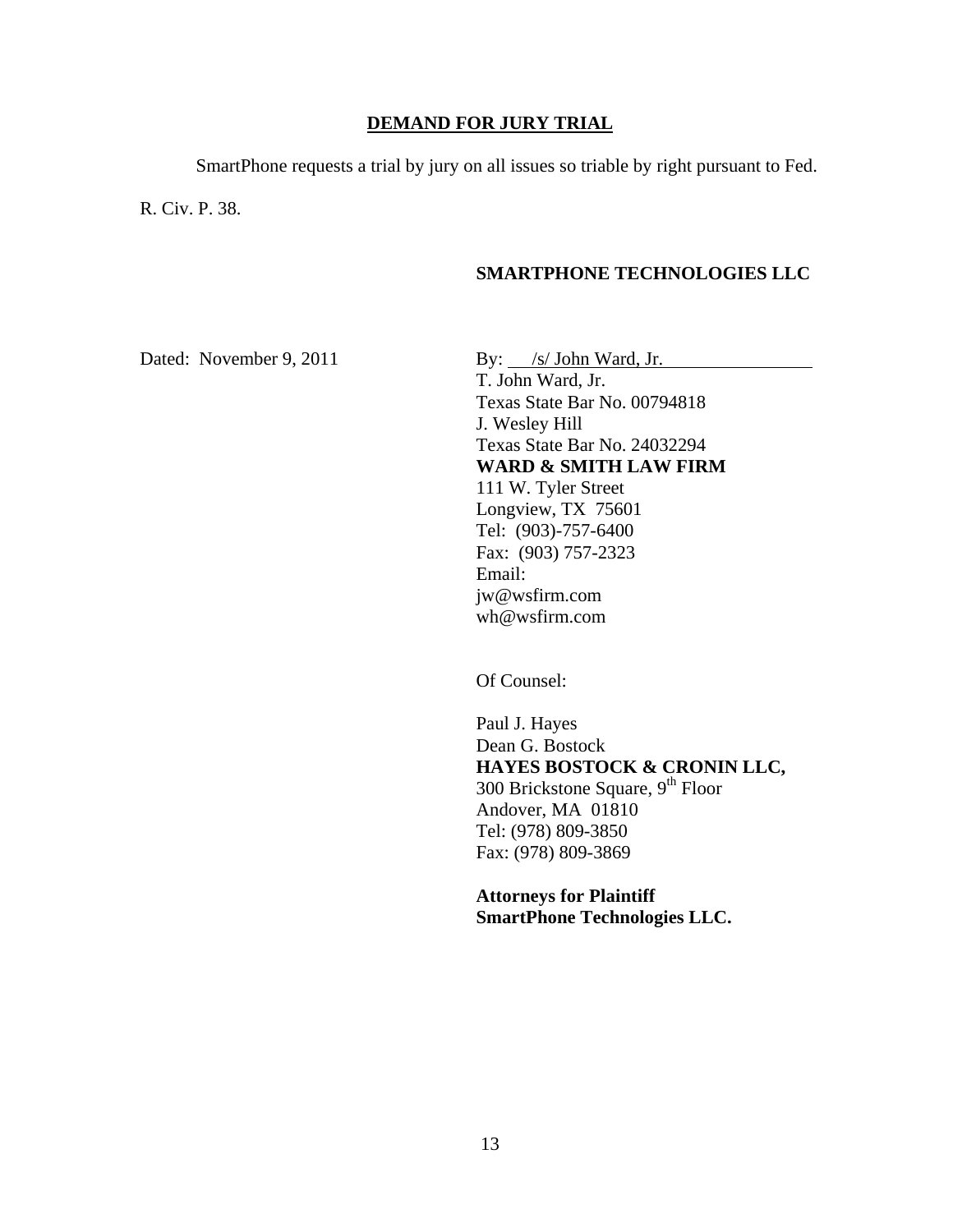**DEMAND FOR JURY TRIAL**

SmartPhone requests a trial by jury on all issues so triable by right pursuant to Fed. R. Civ. P. 38.

**SMARTPHONE TECHNOLOGIES LLC**

Dated: November 9, 2011

By: /s/ John Ward, Jr.
T. John Ward, Jr.
Texas State Bar No. 00794818
J. Wesley Hill
Texas State Bar No. 24032294
**WARD & SMITH LAW FIRM**
111 W. Tyler Street
Longview, TX 75601
Tel: (903)-757-6400
Fax: (903) 757-2323
Email:
jw@wsfirm.com
wh@wsfirm.com

Of Counsel:

Paul J. Hayes
Dean G. Bostock
**HAYES BOSTOCK & CRONIN LLC,**
300 Brickstone Square, 9th Floor
Andover, MA 01810
Tel: (978) 809-3850
Fax: (978) 809-3869

**Attorneys for Plaintiff**
**SmartPhone Technologies LLC.**